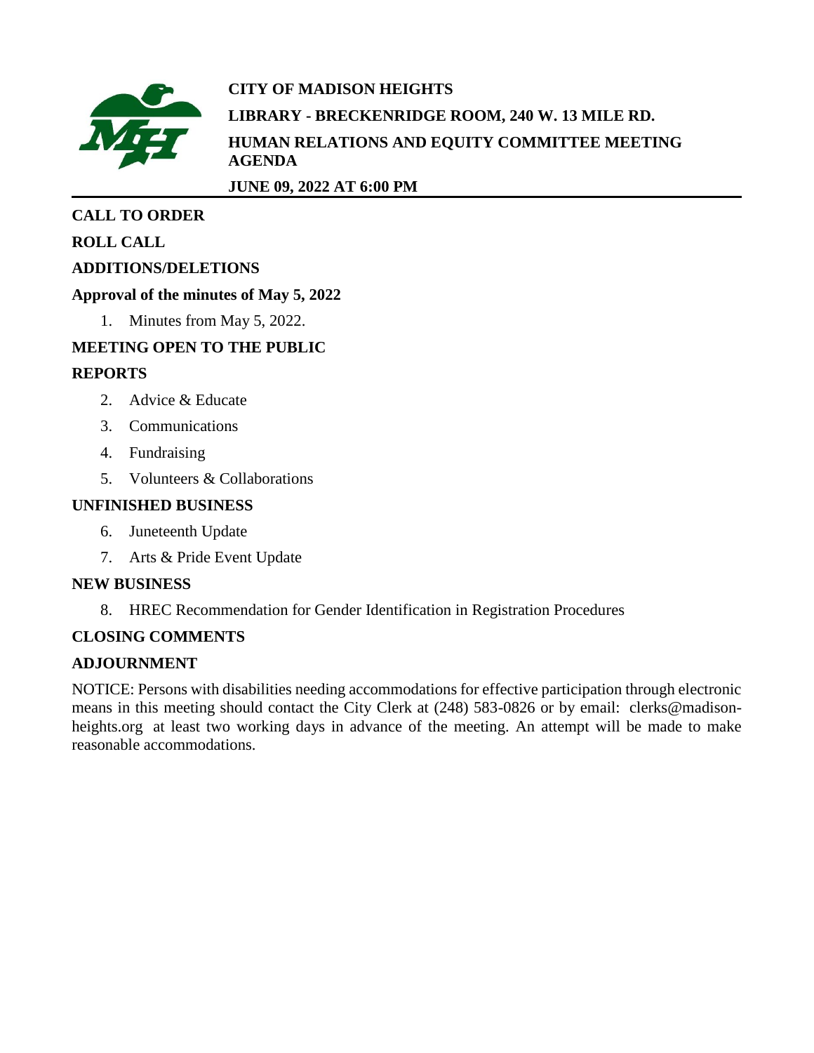**CITY OF MADISON HEIGHTS**

**LIBRARY - BRECKENRIDGE ROOM, 240 W. 13 MILE RD.**

**HUMAN RELATIONS AND EQUITY COMMITTEE MEETING AGENDA**

**JUNE 09, 2022 AT 6:00 PM**

---

**CALL TO ORDER**

**ROLL CALL**

**ADDITIONS/DELETIONS**

**Approval of the minutes of May 5, 2022**

1. Minutes from May 5, 2022.

**MEETING OPEN TO THE PUBLIC**

**REPORTS**

2. Advice & Educate
3. Communications
4. Fundraising
5. Volunteers & Collaborations

**UNFINISHED BUSINESS**

6. Juneteenth Update
7. Arts & Pride Event Update

**NEW BUSINESS**

8. HREC Recommendation for Gender Identification in Registration Procedures

**CLOSING COMMENTS**

**ADJOURNMENT**

NOTICE: Persons with disabilities needing accommodations for effective participation through electronic means in this meeting should contact the City Clerk at (248) 583-0826 or by email: clerks@madison-heights.org at least two working days in advance of the meeting. An attempt will be made to make reasonable accommodations.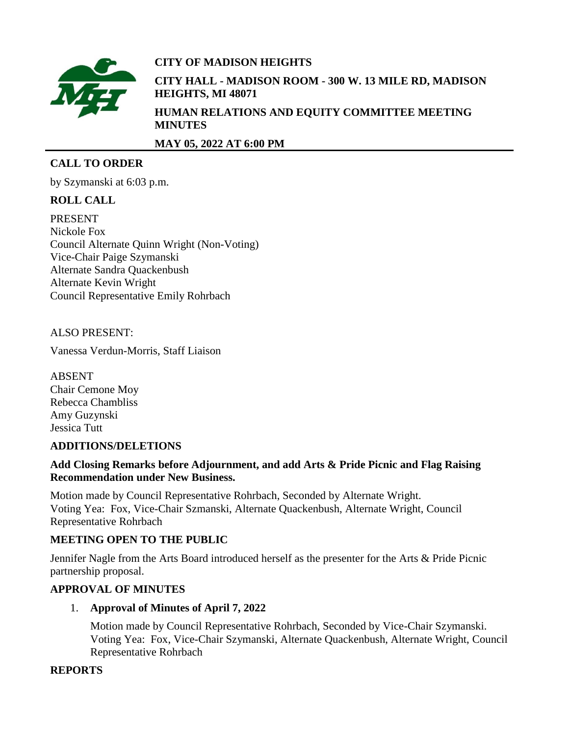**CITY OF MADISON HEIGHTS**

**CITY HALL - MADISON ROOM - 300 W. 13 MILE RD, MADISON HEIGHTS, MI 48071**

**HUMAN RELATIONS AND EQUITY COMMITTEE MEETING MINUTES**

**MAY 05, 2022 AT 6:00 PM**

## CALL TO ORDER

by Szymanski at 6:03 p.m.

## ROLL CALL

PRESENT
Nickole Fox
Council Alternate Quinn Wright (Non-Voting)
Vice-Chair Paige Szymanski
Alternate Sandra Quackenbush
Alternate Kevin Wright
Council Representative Emily Rohrbach

ALSO PRESENT:

Vanessa Verdun-Morris, Staff Liaison

ABSENT
Chair Cemone Moy
Rebecca Chambliss
Amy Guzynski
Jessica Tutt

## ADDITIONS/DELETIONS

**Add Closing Remarks before Adjournment, and add Arts & Pride Picnic and Flag Raising Recommendation under New Business.**

Motion made by Council Representative Rohrbach, Seconded by Alternate Wright.
Voting Yea: Fox, Vice-Chair Szmanski, Alternate Quackenbush, Alternate Wright, Council Representative Rohrbach

## MEETING OPEN TO THE PUBLIC

Jennifer Nagle from the Arts Board introduced herself as the presenter for the Arts & Pride Picnic partnership proposal.

## APPROVAL OF MINUTES

1. **Approval of Minutes of April 7, 2022**

   Motion made by Council Representative Rohrbach, Seconded by Vice-Chair Szymanski.
   Voting Yea: Fox, Vice-Chair Szymanski, Alternate Quackenbush, Alternate Wright, Council Representative Rohrbach

## REPORTS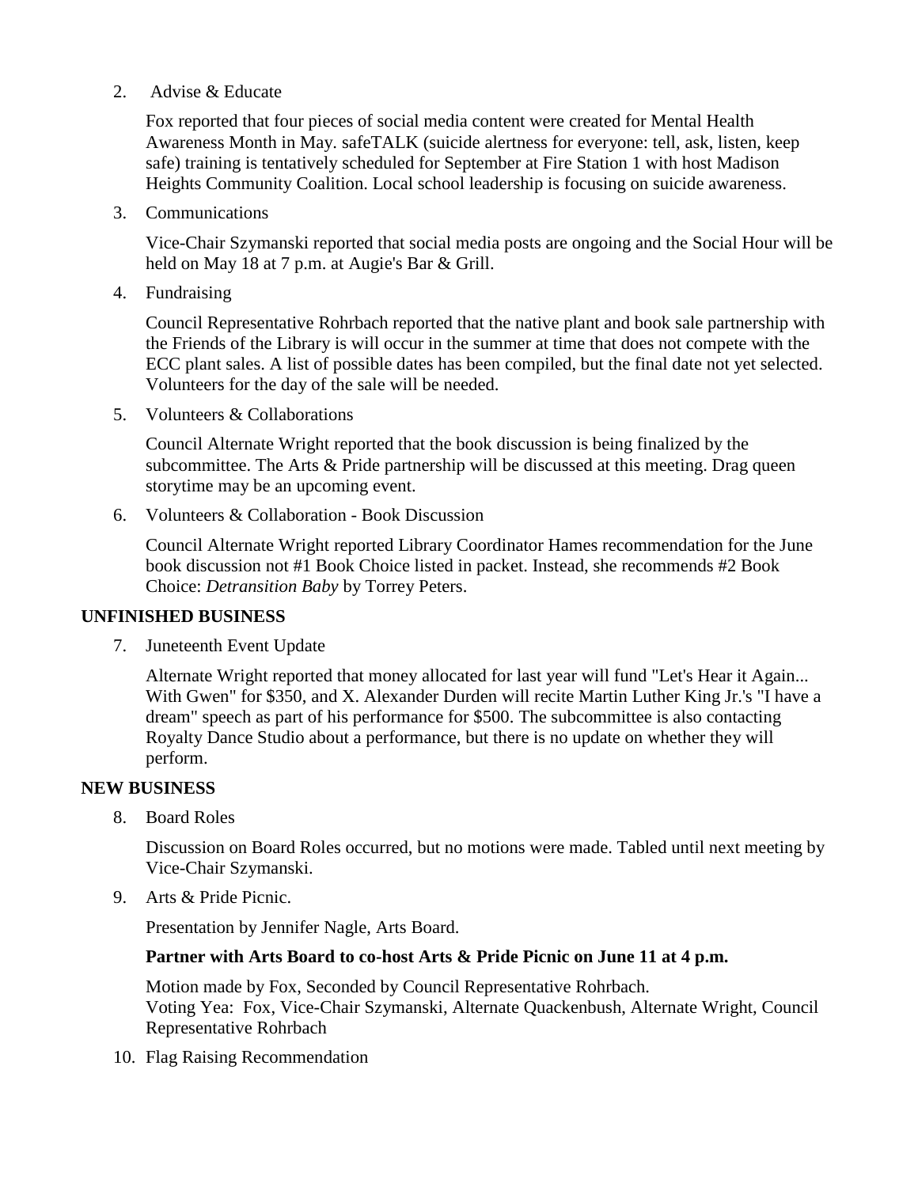2. Advise & Educate

   Fox reported that four pieces of social media content were created for Mental Health Awareness Month in May. safeTALK (suicide alertness for everyone: tell, ask, listen, keep safe) training is tentatively scheduled for September at Fire Station 1 with host Madison Heights Community Coalition. Local school leadership is focusing on suicide awareness.

3. Communications

   Vice-Chair Szymanski reported that social media posts are ongoing and the Social Hour will be held on May 18 at 7 p.m. at Augie's Bar & Grill.

4. Fundraising

   Council Representative Rohrbach reported that the native plant and book sale partnership with the Friends of the Library is will occur in the summer at time that does not compete with the ECC plant sales. A list of possible dates has been compiled, but the final date not yet selected. Volunteers for the day of the sale will be needed.

5. Volunteers & Collaborations

   Council Alternate Wright reported that the book discussion is being finalized by the subcommittee. The Arts & Pride partnership will be discussed at this meeting. Drag queen storytime may be an upcoming event.

6. Volunteers & Collaboration - Book Discussion

   Council Alternate Wright reported Library Coordinator Hames recommendation for the June book discussion not #1 Book Choice listed in packet. Instead, she recommends #2 Book Choice: *Detransition Baby* by Torrey Peters.

## UNFINISHED BUSINESS

7. Juneteenth Event Update

   Alternate Wright reported that money allocated for last year will fund "Let's Hear it Again... With Gwen" for $350, and X. Alexander Durden will recite Martin Luther King Jr.'s "I have a dream" speech as part of his performance for $500. The subcommittee is also contacting Royalty Dance Studio about a performance, but there is no update on whether they will perform.

## NEW BUSINESS

8. Board Roles

   Discussion on Board Roles occurred, but no motions were made. Tabled until next meeting by Vice-Chair Szymanski.

9. Arts & Pride Picnic.

   Presentation by Jennifer Nagle, Arts Board.

   **Partner with Arts Board to co-host Arts & Pride Picnic on June 11 at 4 p.m.**

   Motion made by Fox, Seconded by Council Representative Rohrbach.
   Voting Yea: Fox, Vice-Chair Szymanski, Alternate Quackenbush, Alternate Wright, Council Representative Rohrbach

10. Flag Raising Recommendation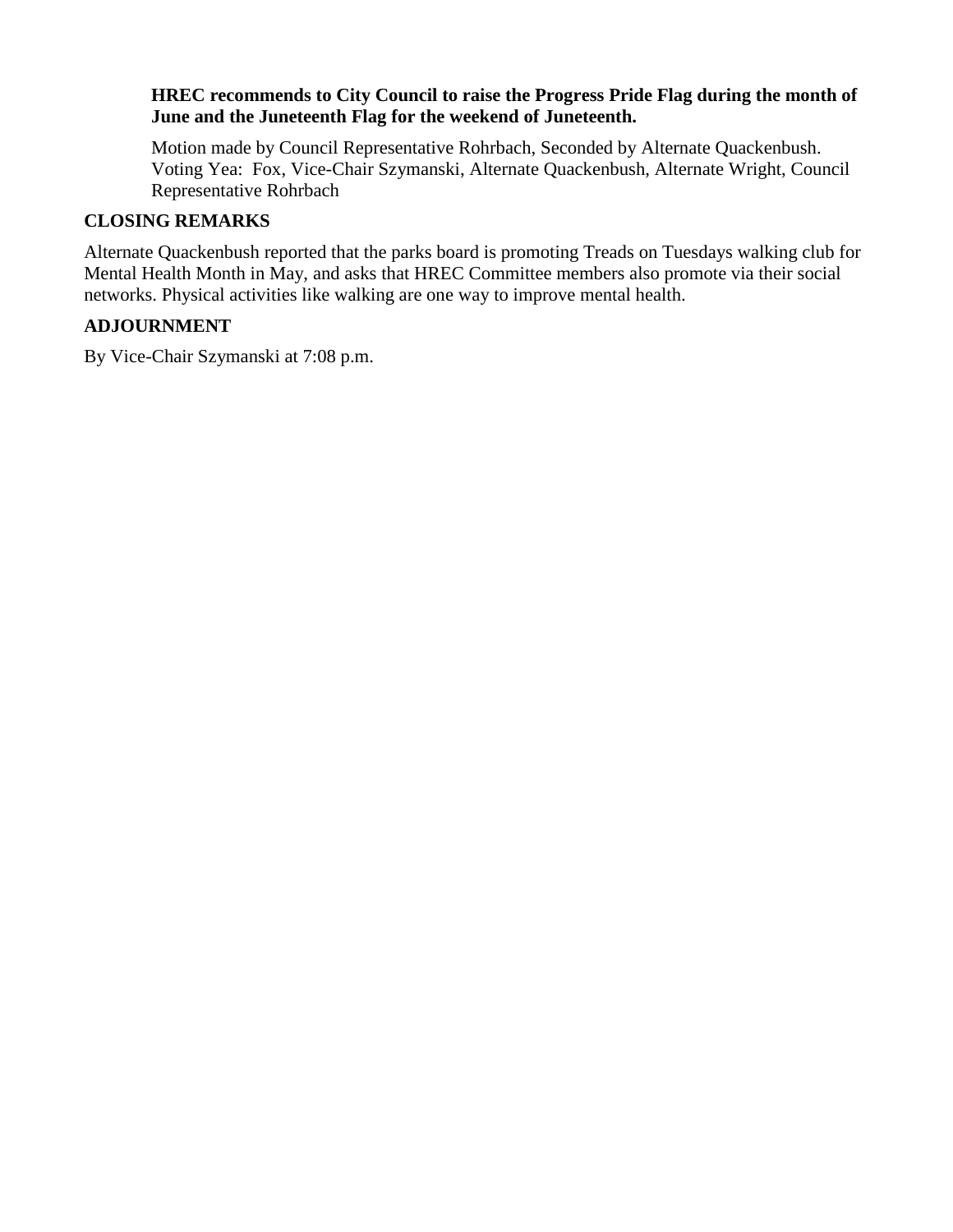**HREC recommends to City Council to raise the Progress Pride Flag during the month of June and the Juneteenth Flag for the weekend of Juneteenth.**

Motion made by Council Representative Rohrbach, Seconded by Alternate Quackenbush. Voting Yea: Fox, Vice-Chair Szymanski, Alternate Quackenbush, Alternate Wright, Council Representative Rohrbach

## CLOSING REMARKS

Alternate Quackenbush reported that the parks board is promoting Treads on Tuesdays walking club for Mental Health Month in May, and asks that HREC Committee members also promote via their social networks. Physical activities like walking are one way to improve mental health.

## ADJOURNMENT

By Vice-Chair Szymanski at 7:08 p.m.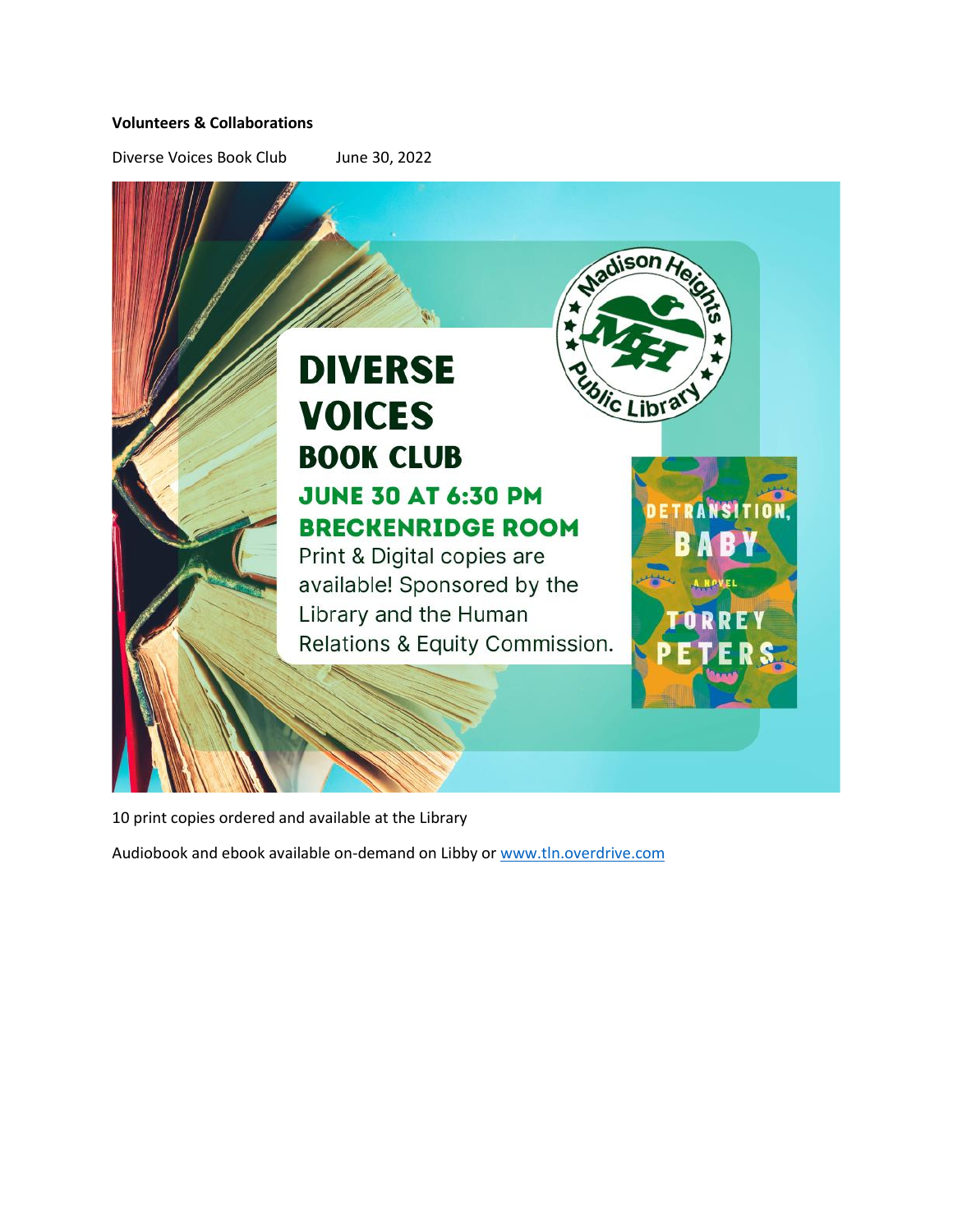**Volunteers & Collaborations**

Diverse Voices Book Club June 30, 2022

# DIVERSE VOICES BOOK CLUB

**JUNE 30 AT 6:30 PM**

**BRECKENRIDGE ROOM**

Print & Digital copies are available! Sponsored by the Library and the Human Relations & Equity Commission.

Madison Heights Public Library

DETRANSITION, BABY
A NOVEL
TORREY PETERS

10 print copies ordered and available at the Library

Audiobook and ebook available on-demand on Libby or [www.tln.overdrive.com](http://www.tln.overdrive.com)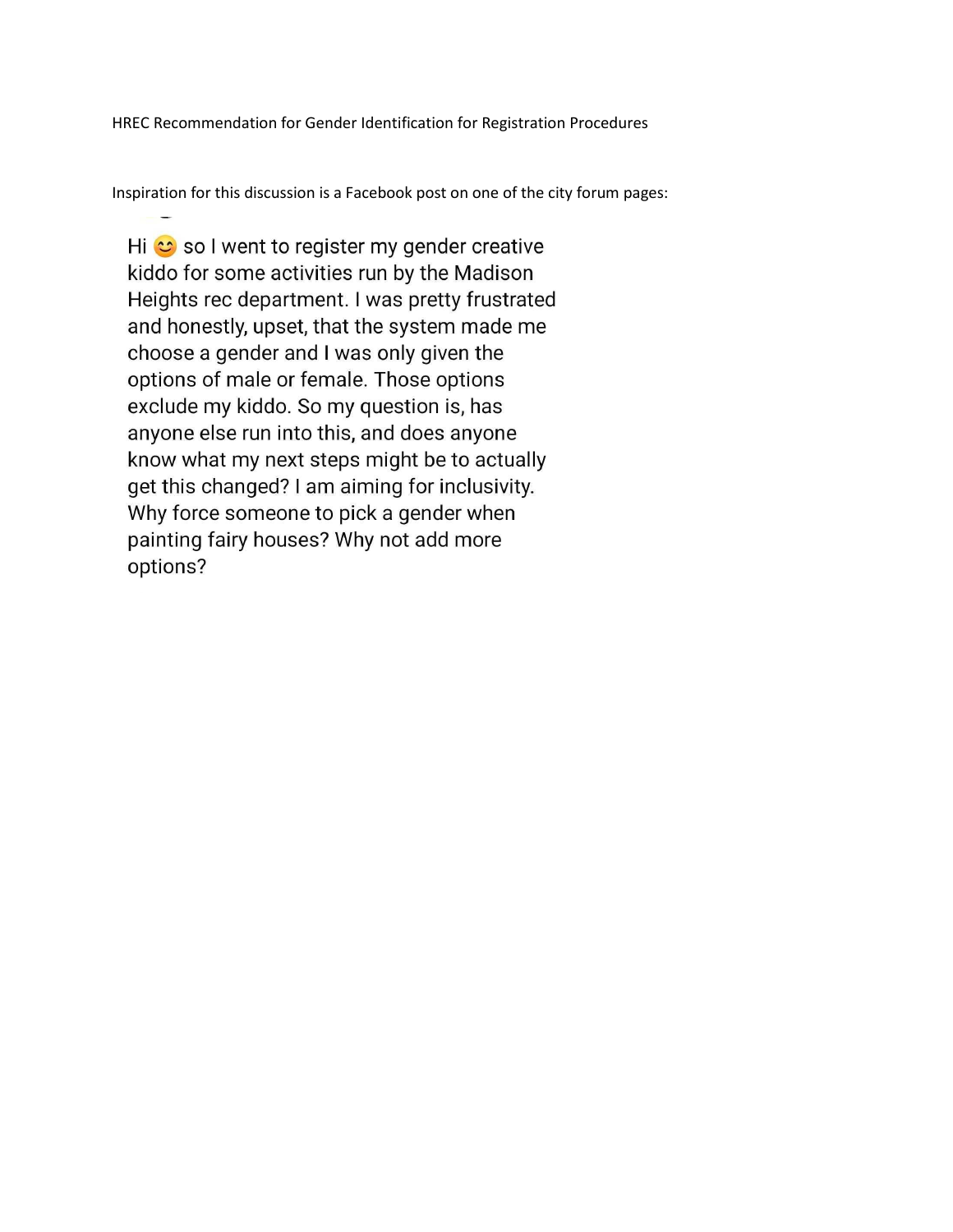HREC Recommendation for Gender Identification for Registration Procedures

Inspiration for this discussion is a Facebook post on one of the city forum pages:

Hi 😊 so I went to register my gender creative kiddo for some activities run by the Madison Heights rec department. I was pretty frustrated and honestly, upset, that the system made me choose a gender and I was only given the options of male or female. Those options exclude my kiddo. So my question is, has anyone else run into this, and does anyone know what my next steps might be to actually get this changed? I am aiming for inclusivity. Why force someone to pick a gender when painting fairy houses? Why not add more options?